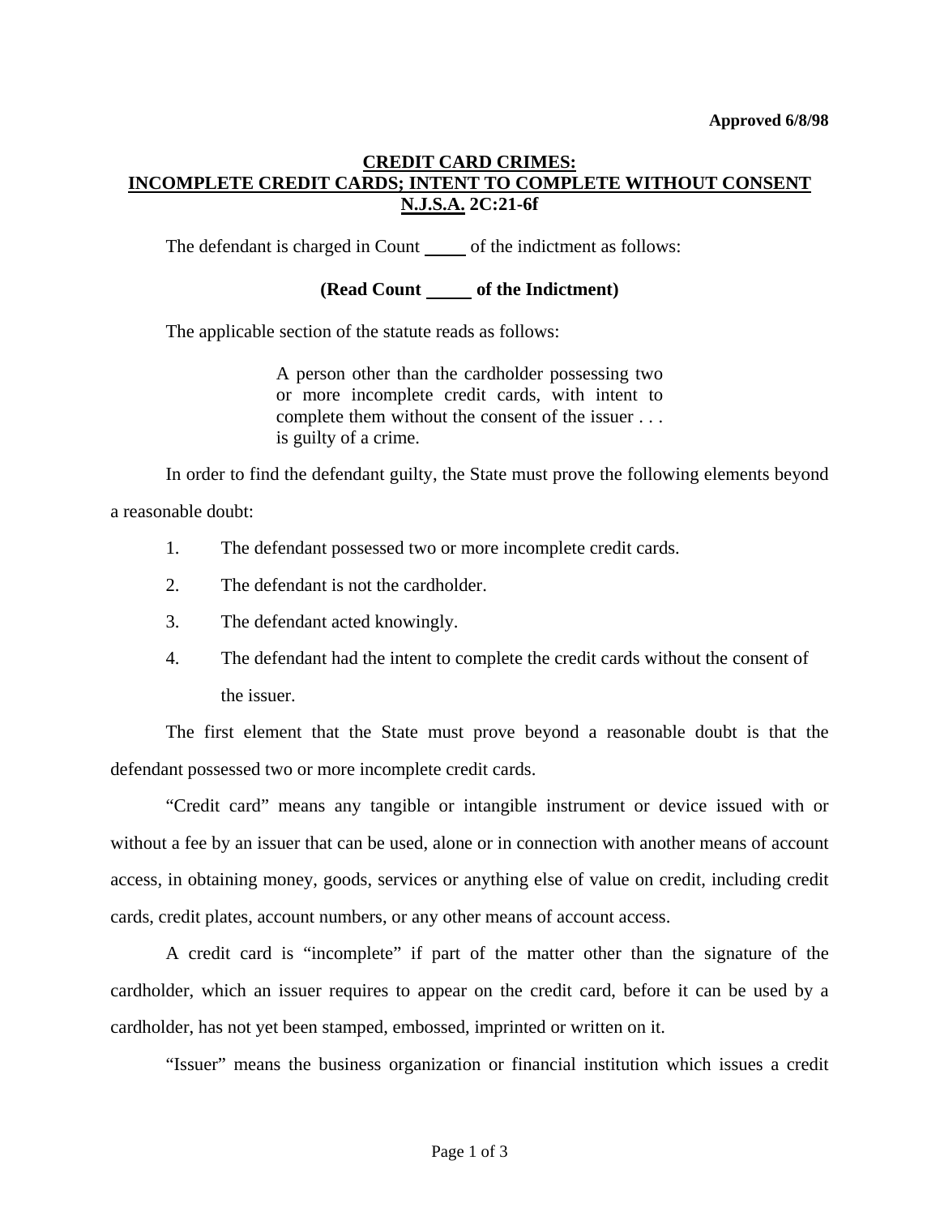**Approved 6/8/98**

## CREDIT CARD CRIMES: INCOMPLETE CREDIT CARDS; INTENT TO COMPLETE WITHOUT CONSENT N.J.S.A. 2C:21-6f

The defendant is charged in Count \_\_\_\_\_ of the indictment as follows:

**(Read Count \_\_\_\_\_ of the Indictment)**

The applicable section of the statute reads as follows:

> A person other than the cardholder possessing two or more incomplete credit cards, with intent to complete them without the consent of the issuer . . . is guilty of a crime.

In order to find the defendant guilty, the State must prove the following elements beyond a reasonable doubt:

1. The defendant possessed two or more incomplete credit cards.
2. The defendant is not the cardholder.
3. The defendant acted knowingly.
4. The defendant had the intent to complete the credit cards without the consent of the issuer.

The first element that the State must prove beyond a reasonable doubt is that the defendant possessed two or more incomplete credit cards.

"Credit card" means any tangible or intangible instrument or device issued with or without a fee by an issuer that can be used, alone or in connection with another means of account access, in obtaining money, goods, services or anything else of value on credit, including credit cards, credit plates, account numbers, or any other means of account access.

A credit card is "incomplete" if part of the matter other than the signature of the cardholder, which an issuer requires to appear on the credit card, before it can be used by a cardholder, has not yet been stamped, embossed, imprinted or written on it.

"Issuer" means the business organization or financial institution which issues a credit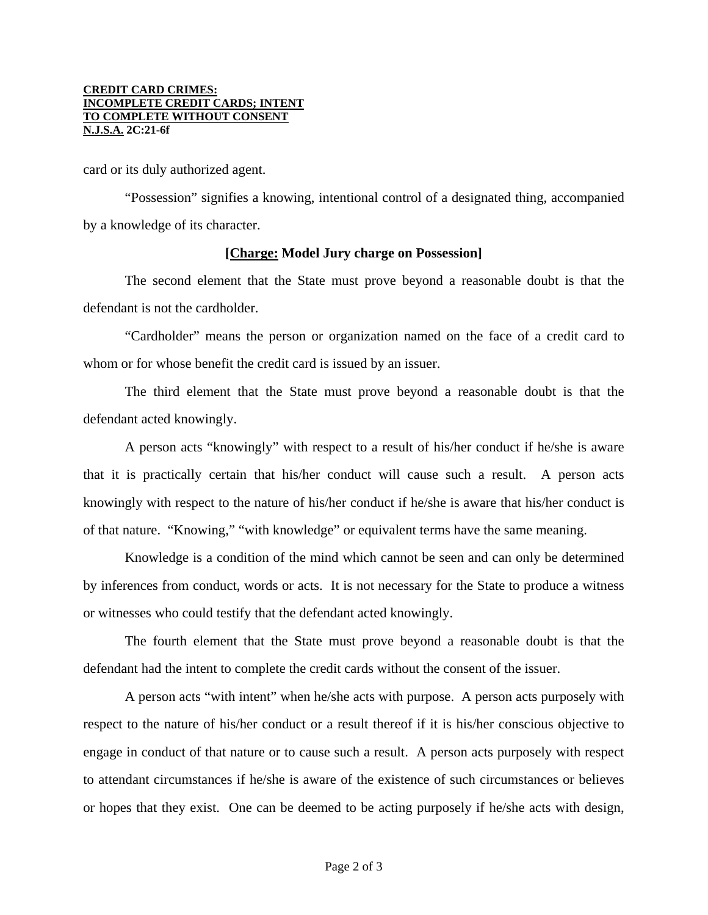card or its duly authorized agent.

"Possession" signifies a knowing, intentional control of a designated thing, accompanied by a knowledge of its character.

**[Charge: Model Jury charge on Possession]**

The second element that the State must prove beyond a reasonable doubt is that the defendant is not the cardholder.

"Cardholder" means the person or organization named on the face of a credit card to whom or for whose benefit the credit card is issued by an issuer.

The third element that the State must prove beyond a reasonable doubt is that the defendant acted knowingly.

A person acts "knowingly" with respect to a result of his/her conduct if he/she is aware that it is practically certain that his/her conduct will cause such a result. A person acts knowingly with respect to the nature of his/her conduct if he/she is aware that his/her conduct is of that nature. "Knowing," "with knowledge" or equivalent terms have the same meaning.

Knowledge is a condition of the mind which cannot be seen and can only be determined by inferences from conduct, words or acts. It is not necessary for the State to produce a witness or witnesses who could testify that the defendant acted knowingly.

The fourth element that the State must prove beyond a reasonable doubt is that the defendant had the intent to complete the credit cards without the consent of the issuer.

A person acts "with intent" when he/she acts with purpose. A person acts purposely with respect to the nature of his/her conduct or a result thereof if it is his/her conscious objective to engage in conduct of that nature or to cause such a result. A person acts purposely with respect to attendant circumstances if he/she is aware of the existence of such circumstances or believes or hopes that they exist. One can be deemed to be acting purposely if he/she acts with design,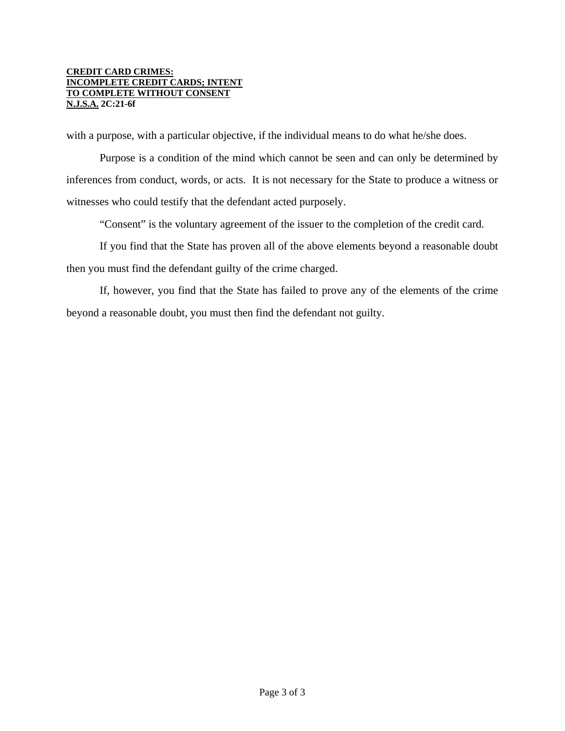with a purpose, with a particular objective, if the individual means to do what he/she does.

Purpose is a condition of the mind which cannot be seen and can only be determined by inferences from conduct, words, or acts. It is not necessary for the State to produce a witness or witnesses who could testify that the defendant acted purposely.

"Consent" is the voluntary agreement of the issuer to the completion of the credit card.

If you find that the State has proven all of the above elements beyond a reasonable doubt then you must find the defendant guilty of the crime charged.

If, however, you find that the State has failed to prove any of the elements of the crime beyond a reasonable doubt, you must then find the defendant not guilty.